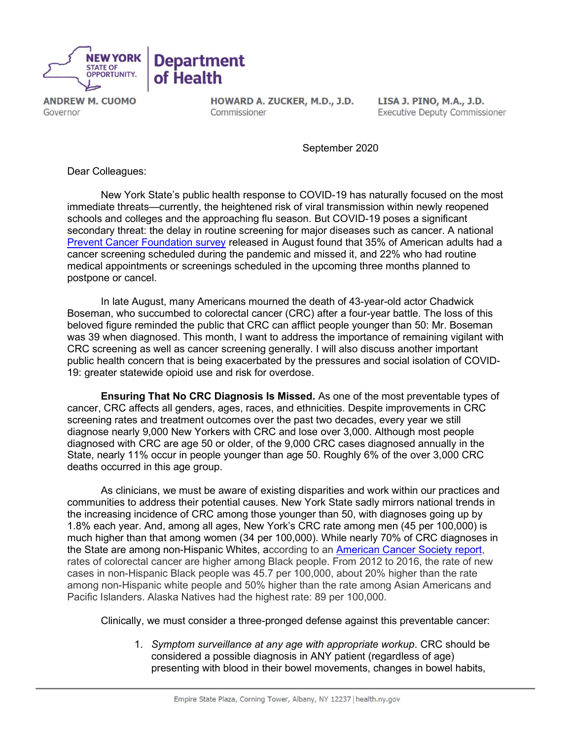NEW YORK STATE OF OPPORTUNITY. | Department of Health

ANDREW M. CUOMO
Governor

HOWARD A. ZUCKER, M.D., J.D.
Commissioner

LISA J. PINO, M.A., J.D.
Executive Deputy Commissioner

September 2020

Dear Colleagues:

New York State's public health response to COVID-19 has naturally focused on the most immediate threats—currently, the heightened risk of viral transmission within newly reopened schools and colleges and the approaching flu season. But COVID-19 poses a significant secondary threat: the delay in routine screening for major diseases such as cancer. A national [Prevent Cancer Foundation survey] released in August found that 35% of American adults had a cancer screening scheduled during the pandemic and missed it, and 22% who had routine medical appointments or screenings scheduled in the upcoming three months planned to postpone or cancel.

In late August, many Americans mourned the death of 43-year-old actor Chadwick Boseman, who succumbed to colorectal cancer (CRC) after a four-year battle. The loss of this beloved figure reminded the public that CRC can afflict people younger than 50: Mr. Boseman was 39 when diagnosed. This month, I want to address the importance of remaining vigilant with CRC screening as well as cancer screening generally. I will also discuss another important public health concern that is being exacerbated by the pressures and social isolation of COVID-19: greater statewide opioid use and risk for overdose.

**Ensuring That No CRC Diagnosis Is Missed.** As one of the most preventable types of cancer, CRC affects all genders, ages, races, and ethnicities. Despite improvements in CRC screening rates and treatment outcomes over the past two decades, every year we still diagnose nearly 9,000 New Yorkers with CRC and lose over 3,000. Although most people diagnosed with CRC are age 50 or older, of the 9,000 CRC cases diagnosed annually in the State, nearly 11% occur in people younger than age 50. Roughly 6% of the over 3,000 CRC deaths occurred in this age group.

As clinicians, we must be aware of existing disparities and work within our practices and communities to address their potential causes. New York State sadly mirrors national trends in the increasing incidence of CRC among those younger than 50, with diagnoses going up by 1.8% each year. And, among all ages, New York's CRC rate among men (45 per 100,000) is much higher than that among women (34 per 100,000). While nearly 70% of CRC diagnoses in the State are among non-Hispanic Whites, according to an [American Cancer Society report], rates of colorectal cancer are higher among Black people. From 2012 to 2016, the rate of new cases in non-Hispanic Black people was 45.7 per 100,000, about 20% higher than the rate among non-Hispanic white people and 50% higher than the rate among Asian Americans and Pacific Islanders. Alaska Natives had the highest rate: 89 per 100,000.

Clinically, we must consider a three-pronged defense against this preventable cancer:

1. *Symptom surveillance at any age with appropriate workup*. CRC should be considered a possible diagnosis in ANY patient (regardless of age) presenting with blood in their bowel movements, changes in bowel habits,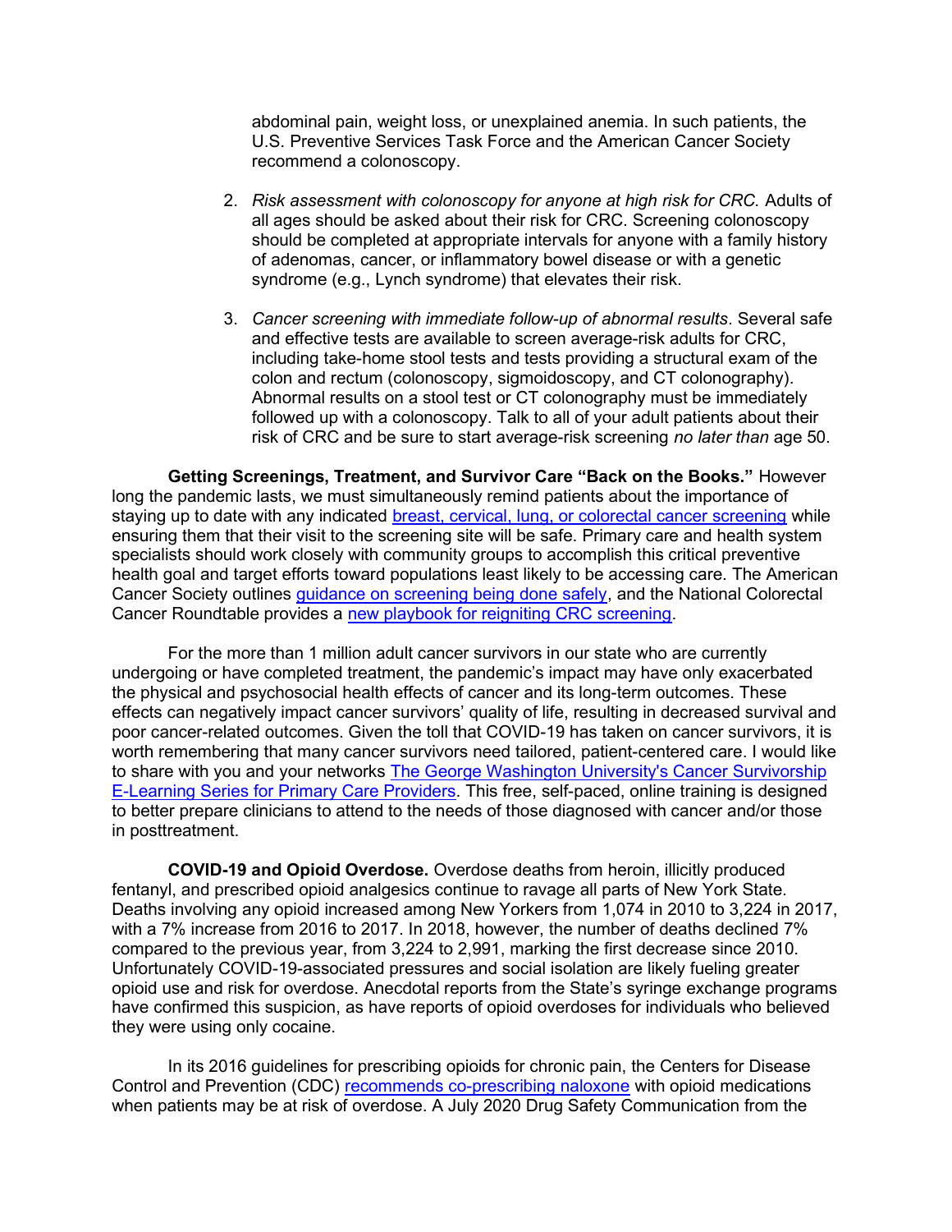abdominal pain, weight loss, or unexplained anemia. In such patients, the U.S. Preventive Services Task Force and the American Cancer Society recommend a colonoscopy.

2. *Risk assessment with colonoscopy for anyone at high risk for CRC.* Adults of all ages should be asked about their risk for CRC. Screening colonoscopy should be completed at appropriate intervals for anyone with a family history of adenomas, cancer, or inflammatory bowel disease or with a genetic syndrome (e.g., Lynch syndrome) that elevates their risk.

3. *Cancer screening with immediate follow-up of abnormal results*. Several safe and effective tests are available to screen average-risk adults for CRC, including take-home stool tests and tests providing a structural exam of the colon and rectum (colonoscopy, sigmoidoscopy, and CT colonography). Abnormal results on a stool test or CT colonography must be immediately followed up with a colonoscopy. Talk to all of your adult patients about their risk of CRC and be sure to start average-risk screening *no later than* age 50.

**Getting Screenings, Treatment, and Survivor Care "Back on the Books."** However long the pandemic lasts, we must simultaneously remind patients about the importance of staying up to date with any indicated breast, cervical, lung, or colorectal cancer screening while ensuring them that their visit to the screening site will be safe. Primary care and health system specialists should work closely with community groups to accomplish this critical preventive health goal and target efforts toward populations least likely to be accessing care. The American Cancer Society outlines guidance on screening being done safely, and the National Colorectal Cancer Roundtable provides a new playbook for reigniting CRC screening.

For the more than 1 million adult cancer survivors in our state who are currently undergoing or have completed treatment, the pandemic's impact may have only exacerbated the physical and psychosocial health effects of cancer and its long-term outcomes. These effects can negatively impact cancer survivors' quality of life, resulting in decreased survival and poor cancer-related outcomes. Given the toll that COVID-19 has taken on cancer survivors, it is worth remembering that many cancer survivors need tailored, patient-centered care. I would like to share with you and your networks The George Washington University's Cancer Survivorship E-Learning Series for Primary Care Providers. This free, self-paced, online training is designed to better prepare clinicians to attend to the needs of those diagnosed with cancer and/or those in posttreatment.

**COVID-19 and Opioid Overdose.** Overdose deaths from heroin, illicitly produced fentanyl, and prescribed opioid analgesics continue to ravage all parts of New York State. Deaths involving any opioid increased among New Yorkers from 1,074 in 2010 to 3,224 in 2017, with a 7% increase from 2016 to 2017. In 2018, however, the number of deaths declined 7% compared to the previous year, from 3,224 to 2,991, marking the first decrease since 2010. Unfortunately COVID-19-associated pressures and social isolation are likely fueling greater opioid use and risk for overdose. Anecdotal reports from the State's syringe exchange programs have confirmed this suspicion, as have reports of opioid overdoses for individuals who believed they were using only cocaine.

In its 2016 guidelines for prescribing opioids for chronic pain, the Centers for Disease Control and Prevention (CDC) recommends co-prescribing naloxone with opioid medications when patients may be at risk of overdose. A July 2020 Drug Safety Communication from the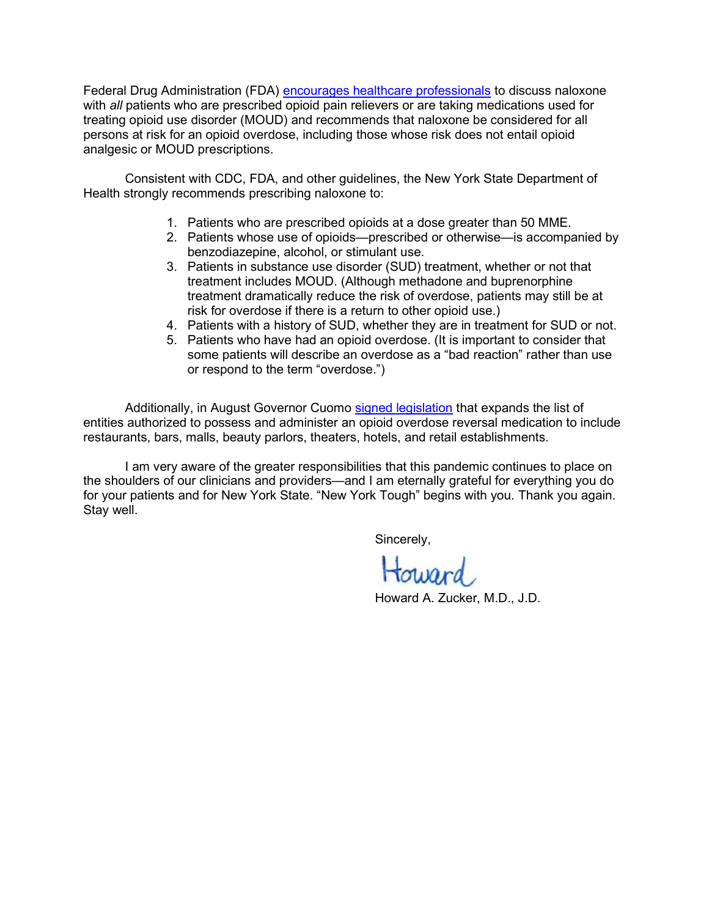Federal Drug Administration (FDA) encourages healthcare professionals to discuss naloxone with *all* patients who are prescribed opioid pain relievers or are taking medications used for treating opioid use disorder (MOUD) and recommends that naloxone be considered for all persons at risk for an opioid overdose, including those whose risk does not entail opioid analgesic or MOUD prescriptions.

Consistent with CDC, FDA, and other guidelines, the New York State Department of Health strongly recommends prescribing naloxone to:

1. Patients who are prescribed opioids at a dose greater than 50 MME.
2. Patients whose use of opioids—prescribed or otherwise—is accompanied by benzodiazepine, alcohol, or stimulant use.
3. Patients in substance use disorder (SUD) treatment, whether or not that treatment includes MOUD. (Although methadone and buprenorphine treatment dramatically reduce the risk of overdose, patients may still be at risk for overdose if there is a return to other opioid use.)
4. Patients with a history of SUD, whether they are in treatment for SUD or not.
5. Patients who have had an opioid overdose. (It is important to consider that some patients will describe an overdose as a "bad reaction" rather than use or respond to the term "overdose.")

Additionally, in August Governor Cuomo signed legislation that expands the list of entities authorized to possess and administer an opioid overdose reversal medication to include restaurants, bars, malls, beauty parlors, theaters, hotels, and retail establishments.

I am very aware of the greater responsibilities that this pandemic continues to place on the shoulders of our clinicians and providers—and I am eternally grateful for everything you do for your patients and for New York State. "New York Tough" begins with you. Thank you again. Stay well.

Sincerely,

Howard

Howard A. Zucker, M.D., J.D.